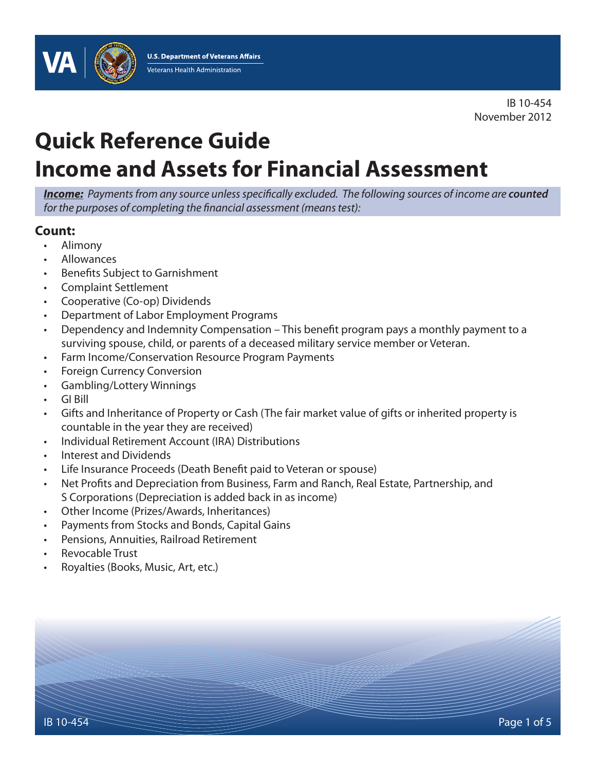U.S. Department of Veterans Affairs
Veterans Health Administration

IB 10-454
November 2012

# Quick Reference Guide
# Income and Assets for Financial Assessment

***Income:*** *Payments from any source unless specifically excluded. The following sources of income are* ***counted*** *for the purposes of completing the financial assessment (means test):*

### Count:

- Alimony
- Allowances
- Benefits Subject to Garnishment
- Complaint Settlement
- Cooperative (Co-op) Dividends
- Department of Labor Employment Programs
- Dependency and Indemnity Compensation – This benefit program pays a monthly payment to a surviving spouse, child, or parents of a deceased military service member or Veteran.
- Farm Income/Conservation Resource Program Payments
- Foreign Currency Conversion
- Gambling/Lottery Winnings
- GI Bill
- Gifts and Inheritance of Property or Cash (The fair market value of gifts or inherited property is countable in the year they are received)
- Individual Retirement Account (IRA) Distributions
- Interest and Dividends
- Life Insurance Proceeds (Death Benefit paid to Veteran or spouse)
- Net Profits and Depreciation from Business, Farm and Ranch, Real Estate, Partnership, and S Corporations (Depreciation is added back in as income)
- Other Income (Prizes/Awards, Inheritances)
- Payments from Stocks and Bonds, Capital Gains
- Pensions, Annuities, Railroad Retirement
- Revocable Trust
- Royalties (Books, Music, Art, etc.)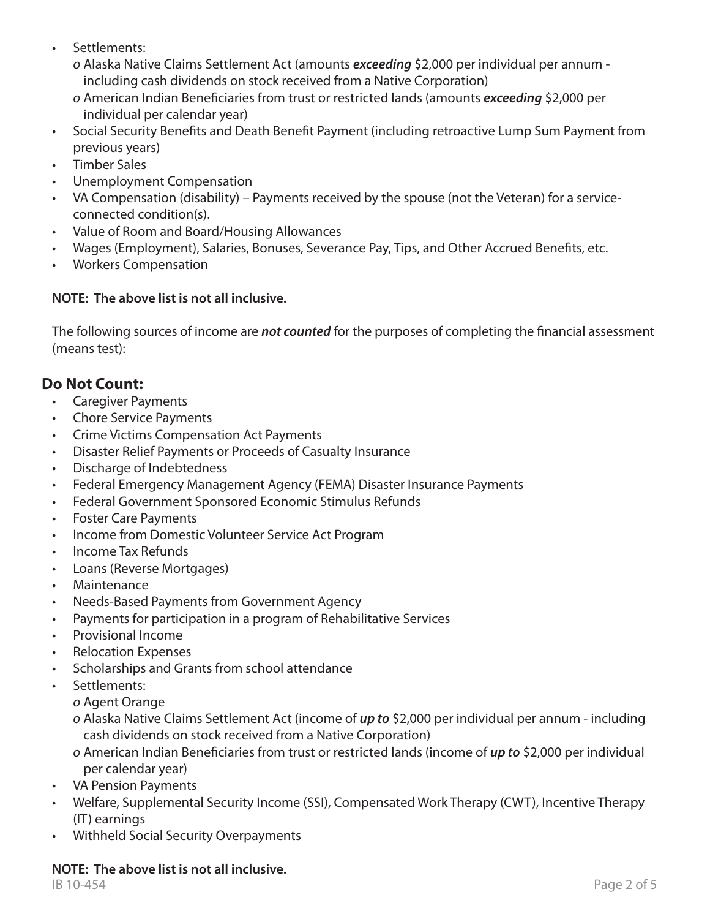- Settlements:
  - Alaska Native Claims Settlement Act (amounts ***exceeding*** $2,000 per individual per annum - including cash dividends on stock received from a Native Corporation)
  - American Indian Beneficiaries from trust or restricted lands (amounts ***exceeding*** $2,000 per individual per calendar year)
- Social Security Benefits and Death Benefit Payment (including retroactive Lump Sum Payment from previous years)
- Timber Sales
- Unemployment Compensation
- VA Compensation (disability) – Payments received by the spouse (not the Veteran) for a service-connected condition(s).
- Value of Room and Board/Housing Allowances
- Wages (Employment), Salaries, Bonuses, Severance Pay, Tips, and Other Accrued Benefits, etc.
- Workers Compensation

**NOTE: The above list is not all inclusive.**

The following sources of income are ***not counted*** for the purposes of completing the financial assessment (means test):

## Do Not Count:

- Caregiver Payments
- Chore Service Payments
- Crime Victims Compensation Act Payments
- Disaster Relief Payments or Proceeds of Casualty Insurance
- Discharge of Indebtedness
- Federal Emergency Management Agency (FEMA) Disaster Insurance Payments
- Federal Government Sponsored Economic Stimulus Refunds
- Foster Care Payments
- Income from Domestic Volunteer Service Act Program
- Income Tax Refunds
- Loans (Reverse Mortgages)
- Maintenance
- Needs-Based Payments from Government Agency
- Payments for participation in a program of Rehabilitative Services
- Provisional Income
- Relocation Expenses
- Scholarships and Grants from school attendance
- Settlements:
  - Agent Orange
  - Alaska Native Claims Settlement Act (income of ***up to*** $2,000 per individual per annum - including cash dividends on stock received from a Native Corporation)
  - American Indian Beneficiaries from trust or restricted lands (income of ***up to*** $2,000 per individual per calendar year)
- VA Pension Payments
- Welfare, Supplemental Security Income (SSI), Compensated Work Therapy (CWT), Incentive Therapy (IT) earnings
- Withheld Social Security Overpayments

**NOTE: The above list is not all inclusive.**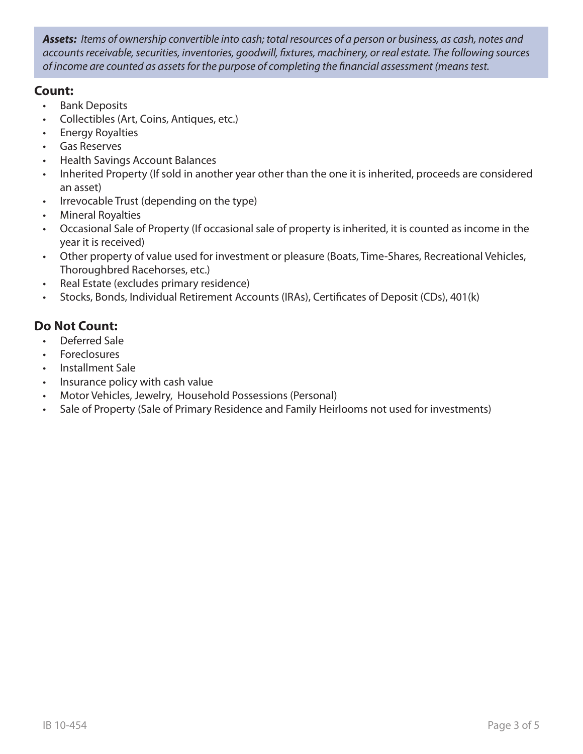***Assets:*** *Items of ownership convertible into cash; total resources of a person or business, as cash, notes and accounts receivable, securities, inventories, goodwill, fixtures, machinery, or real estate. The following sources of income are counted as assets for the purpose of completing the financial assessment (means test.*

## Count:

- Bank Deposits
- Collectibles (Art, Coins, Antiques, etc.)
- Energy Royalties
- Gas Reserves
- Health Savings Account Balances
- Inherited Property (If sold in another year other than the one it is inherited, proceeds are considered an asset)
- Irrevocable Trust (depending on the type)
- Mineral Royalties
- Occasional Sale of Property (If occasional sale of property is inherited, it is counted as income in the year it is received)
- Other property of value used for investment or pleasure (Boats, Time-Shares, Recreational Vehicles, Thoroughbred Racehorses, etc.)
- Real Estate (excludes primary residence)
- Stocks, Bonds, Individual Retirement Accounts (IRAs), Certificates of Deposit (CDs), 401(k)

## Do Not Count:

- Deferred Sale
- Foreclosures
- Installment Sale
- Insurance policy with cash value
- Motor Vehicles, Jewelry, Household Possessions (Personal)
- Sale of Property (Sale of Primary Residence and Family Heirlooms not used for investments)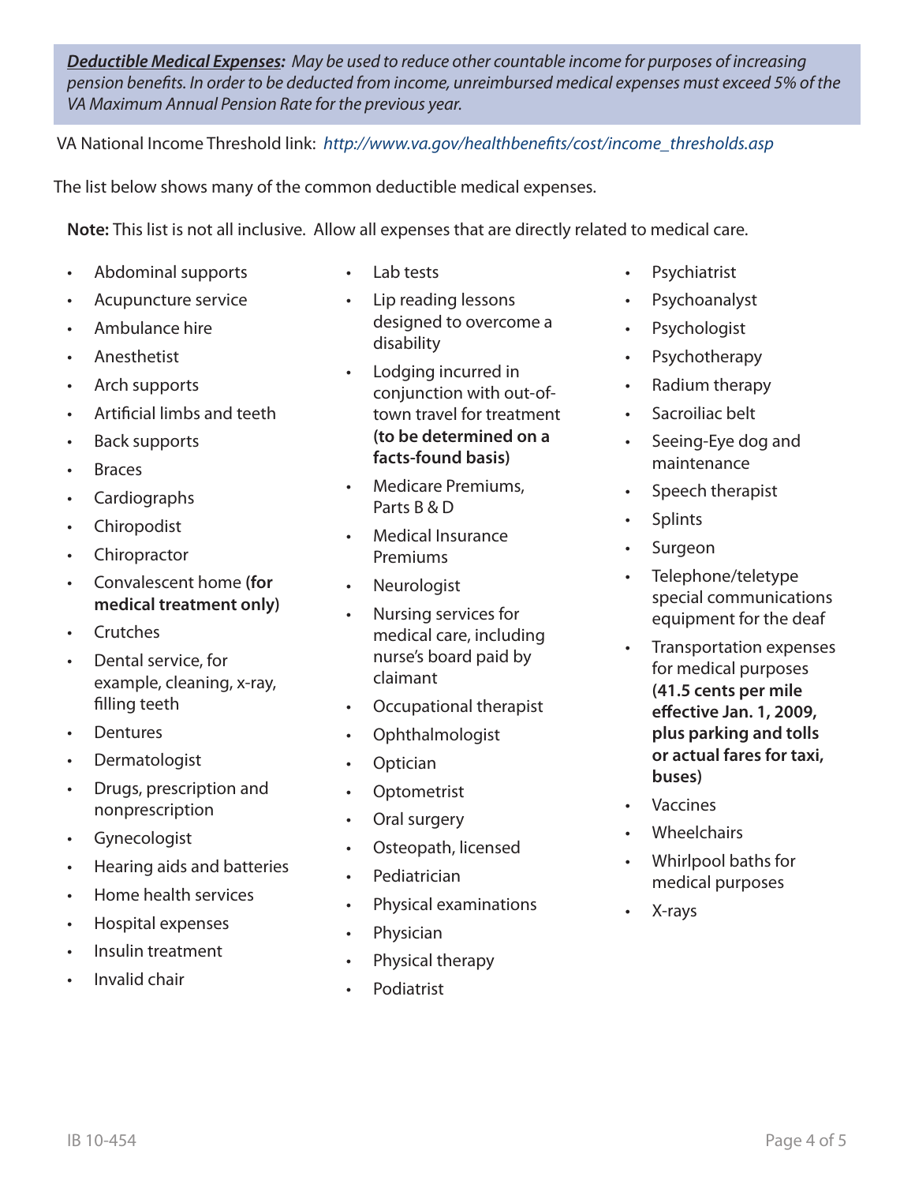***Deductible Medical Expenses:** May be used to reduce other countable income for purposes of increasing pension benefits. In order to be deducted from income, unreimbursed medical expenses must exceed 5% of the VA Maximum Annual Pension Rate for the previous year.*

VA National Income Threshold link: *http://www.va.gov/healthbenefits/cost/income_thresholds.asp*

The list below shows many of the common deductible medical expenses.

**Note:** This list is not all inclusive. Allow all expenses that are directly related to medical care.

- Abdominal supports
- Acupuncture service
- Ambulance hire
- Anesthetist
- Arch supports
- Artificial limbs and teeth
- Back supports
- Braces
- Cardiographs
- Chiropodist
- Chiropractor
- Convalescent home **(for medical treatment only)**
- Crutches
- Dental service, for example, cleaning, x-ray, filling teeth
- Dentures
- Dermatologist
- Drugs, prescription and nonprescription
- Gynecologist
- Hearing aids and batteries
- Home health services
- Hospital expenses
- Insulin treatment
- Invalid chair
- Lab tests
- Lip reading lessons designed to overcome a disability
- Lodging incurred in conjunction with out-of-town travel for treatment **(to be determined on a facts-found basis)**
- Medicare Premiums, Parts B & D
- Medical Insurance Premiums
- Neurologist
- Nursing services for medical care, including nurse's board paid by claimant
- Occupational therapist
- Ophthalmologist
- Optician
- Optometrist
- Oral surgery
- Osteopath, licensed
- Pediatrician
- Physical examinations
- Physician
- Physical therapy
- Podiatrist
- Psychiatrist
- Psychoanalyst
- Psychologist
- Psychotherapy
- Radium therapy
- Sacroiliac belt
- Seeing-Eye dog and maintenance
- Speech therapist
- Splints
- Surgeon
- Telephone/teletype special communications equipment for the deaf
- Transportation expenses for medical purposes **(41.5 cents per mile effective Jan. 1, 2009, plus parking and tolls or actual fares for taxi, buses)**
- Vaccines
- Wheelchairs
- Whirlpool baths for medical purposes
- X-rays

IB 10-454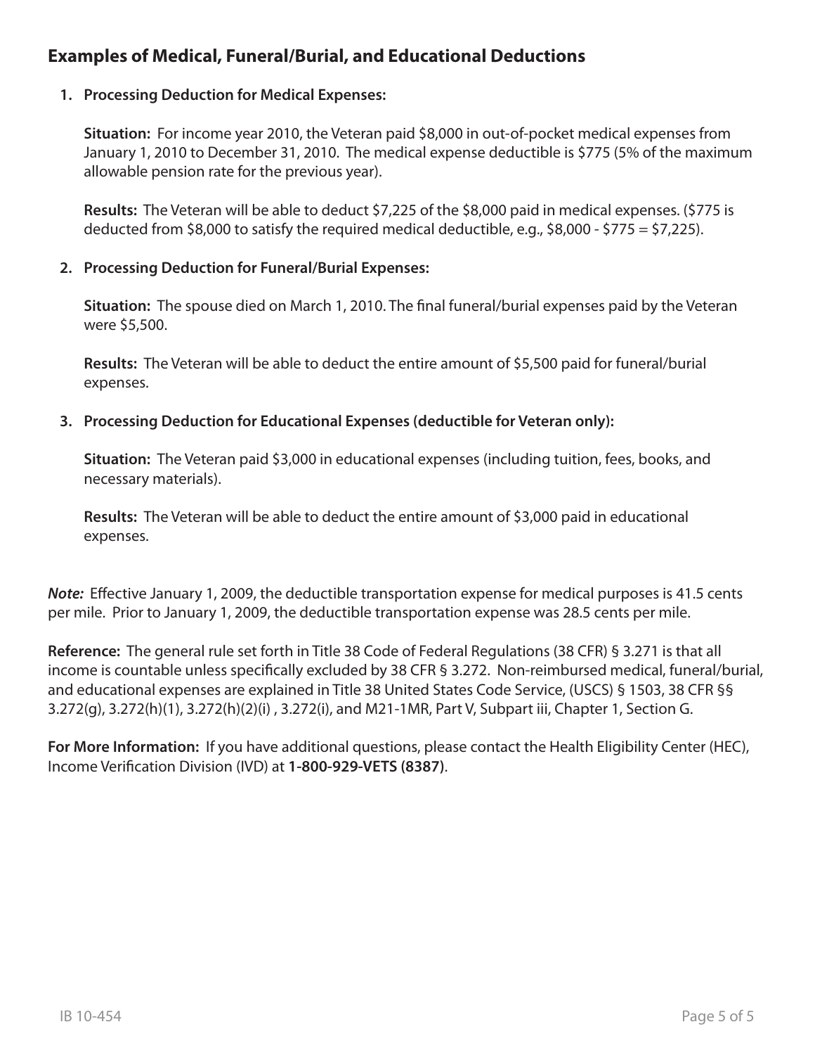## Examples of Medical, Funeral/Burial, and Educational Deductions

1. **Processing Deduction for Medical Expenses:**

   **Situation:** For income year 2010, the Veteran paid $8,000 in out-of-pocket medical expenses from January 1, 2010 to December 31, 2010. The medical expense deductible is $775 (5% of the maximum allowable pension rate for the previous year).

   **Results:** The Veteran will be able to deduct $7,225 of the $8,000 paid in medical expenses. ($775 is deducted from $8,000 to satisfy the required medical deductible, e.g., $8,000 - $775 = $7,225).

2. **Processing Deduction for Funeral/Burial Expenses:**

   **Situation:** The spouse died on March 1, 2010. The final funeral/burial expenses paid by the Veteran were $5,500.

   **Results:** The Veteran will be able to deduct the entire amount of $5,500 paid for funeral/burial expenses.

3. **Processing Deduction for Educational Expenses (deductible for Veteran only):**

   **Situation:** The Veteran paid $3,000 in educational expenses (including tuition, fees, books, and necessary materials).

   **Results:** The Veteran will be able to deduct the entire amount of $3,000 paid in educational expenses.

***Note:*** Effective January 1, 2009, the deductible transportation expense for medical purposes is 41.5 cents per mile. Prior to January 1, 2009, the deductible transportation expense was 28.5 cents per mile.

**Reference:** The general rule set forth in Title 38 Code of Federal Regulations (38 CFR) § 3.271 is that all income is countable unless specifically excluded by 38 CFR § 3.272. Non-reimbursed medical, funeral/burial, and educational expenses are explained in Title 38 United States Code Service, (USCS) § 1503, 38 CFR §§ 3.272(g), 3.272(h)(1), 3.272(h)(2)(i) , 3.272(i), and M21-1MR, Part V, Subpart iii, Chapter 1, Section G.

**For More Information:** If you have additional questions, please contact the Health Eligibility Center (HEC), Income Verification Division (IVD) at **1-800-929-VETS (8387)**.